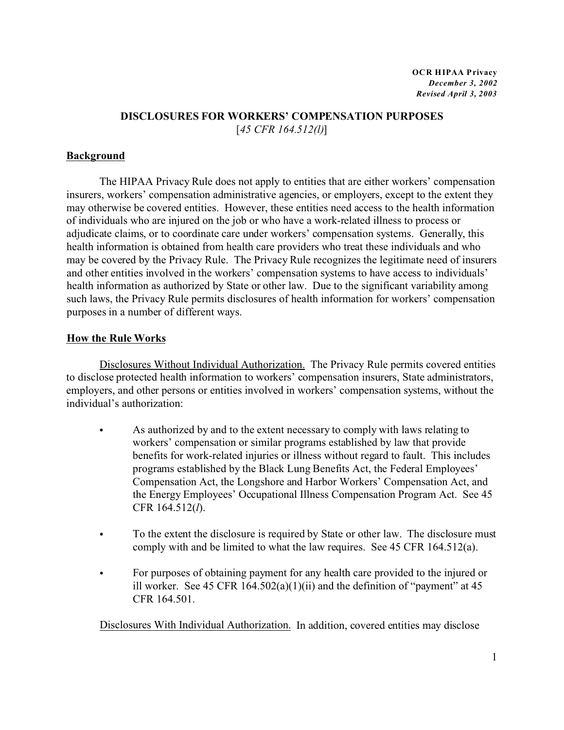**OCR HIPAA Privacy**
***December 3, 2002***
***Revised April 3, 2003***

## DISCLOSURES FOR WORKERS' COMPENSATION PURPOSES

[*45 CFR 164.512(l)*]

### Background

The HIPAA Privacy Rule does not apply to entities that are either workers' compensation insurers, workers' compensation administrative agencies, or employers, except to the extent they may otherwise be covered entities. However, these entities need access to the health information of individuals who are injured on the job or who have a work-related illness to process or adjudicate claims, or to coordinate care under workers' compensation systems. Generally, this health information is obtained from health care providers who treat these individuals and who may be covered by the Privacy Rule. The Privacy Rule recognizes the legitimate need of insurers and other entities involved in the workers' compensation systems to have access to individuals' health information as authorized by State or other law. Due to the significant variability among such laws, the Privacy Rule permits disclosures of health information for workers' compensation purposes in a number of different ways.

### How the Rule Works

Disclosures Without Individual Authorization. The Privacy Rule permits covered entities to disclose protected health information to workers' compensation insurers, State administrators, employers, and other persons or entities involved in workers' compensation systems, without the individual's authorization:

- As authorized by and to the extent necessary to comply with laws relating to workers' compensation or similar programs established by law that provide benefits for work-related injuries or illness without regard to fault. This includes programs established by the Black Lung Benefits Act, the Federal Employees' Compensation Act, the Longshore and Harbor Workers' Compensation Act, and the Energy Employees' Occupational Illness Compensation Program Act. See 45 CFR 164.512(*l*).
- To the extent the disclosure is required by State or other law. The disclosure must comply with and be limited to what the law requires. See 45 CFR 164.512(a).
- For purposes of obtaining payment for any health care provided to the injured or ill worker. See 45 CFR 164.502(a)(1)(ii) and the definition of "payment" at 45 CFR 164.501.

Disclosures With Individual Authorization. In addition, covered entities may disclose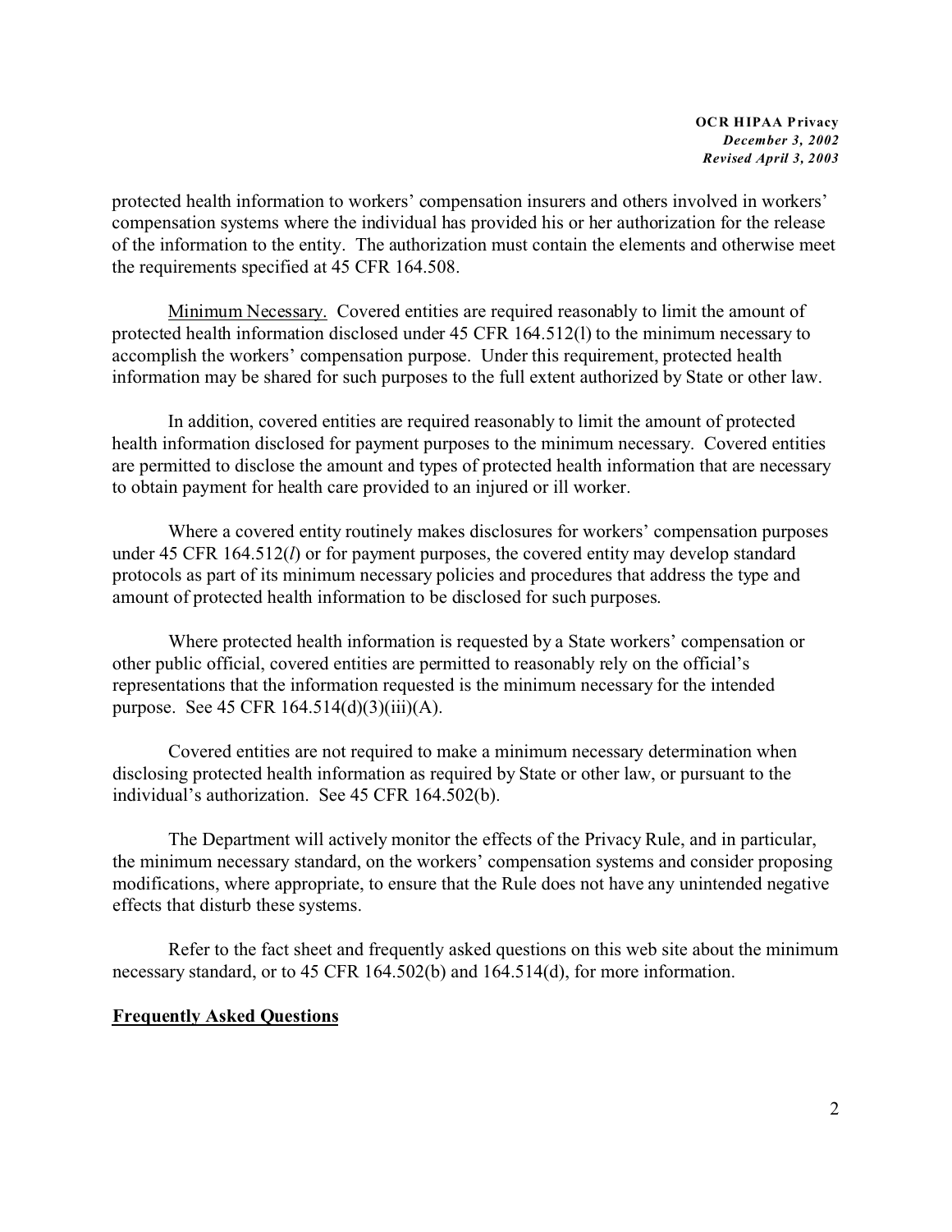protected health information to workers' compensation insurers and others involved in workers' compensation systems where the individual has provided his or her authorization for the release of the information to the entity. The authorization must contain the elements and otherwise meet the requirements specified at 45 CFR 164.508.

Minimum Necessary. Covered entities are required reasonably to limit the amount of protected health information disclosed under 45 CFR 164.512(l) to the minimum necessary to accomplish the workers' compensation purpose. Under this requirement, protected health information may be shared for such purposes to the full extent authorized by State or other law.

In addition, covered entities are required reasonably to limit the amount of protected health information disclosed for payment purposes to the minimum necessary. Covered entities are permitted to disclose the amount and types of protected health information that are necessary to obtain payment for health care provided to an injured or ill worker.

Where a covered entity routinely makes disclosures for workers' compensation purposes under 45 CFR 164.512(*l*) or for payment purposes, the covered entity may develop standard protocols as part of its minimum necessary policies and procedures that address the type and amount of protected health information to be disclosed for such purposes.

Where protected health information is requested by a State workers' compensation or other public official, covered entities are permitted to reasonably rely on the official's representations that the information requested is the minimum necessary for the intended purpose. See 45 CFR 164.514(d)(3)(iii)(A).

Covered entities are not required to make a minimum necessary determination when disclosing protected health information as required by State or other law, or pursuant to the individual's authorization. See 45 CFR 164.502(b).

The Department will actively monitor the effects of the Privacy Rule, and in particular, the minimum necessary standard, on the workers' compensation systems and consider proposing modifications, where appropriate, to ensure that the Rule does not have any unintended negative effects that disturb these systems.

Refer to the fact sheet and frequently asked questions on this web site about the minimum necessary standard, or to 45 CFR 164.502(b) and 164.514(d), for more information.

**Frequently Asked Questions**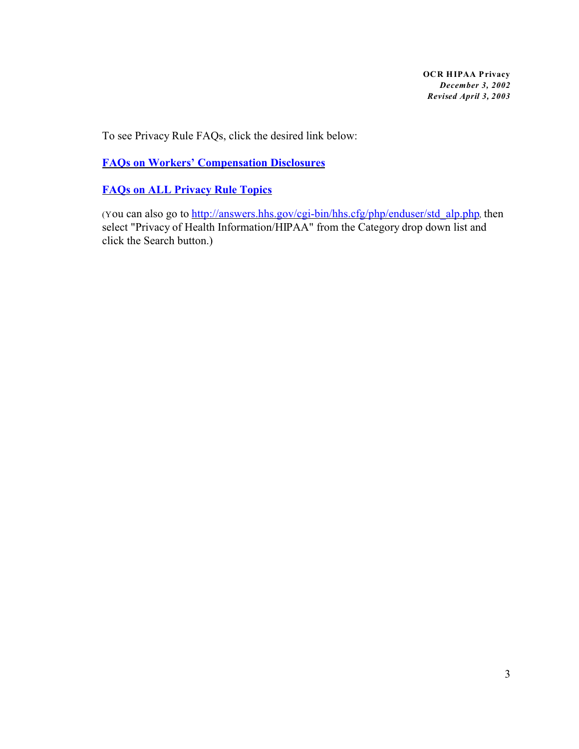**OCR HIPAA Privacy**
***December 3, 2002***
***Revised April 3, 2003***

To see Privacy Rule FAQs, click the desired link below:

**FAQs on Workers' Compensation Disclosures**

**FAQs on ALL Privacy Rule Topics**

(You can also go to http://answers.hhs.gov/cgi-bin/hhs.cfg/php/enduser/std_alp.php, then select "Privacy of Health Information/HIPAA" from the Category drop down list and click the Search button.)